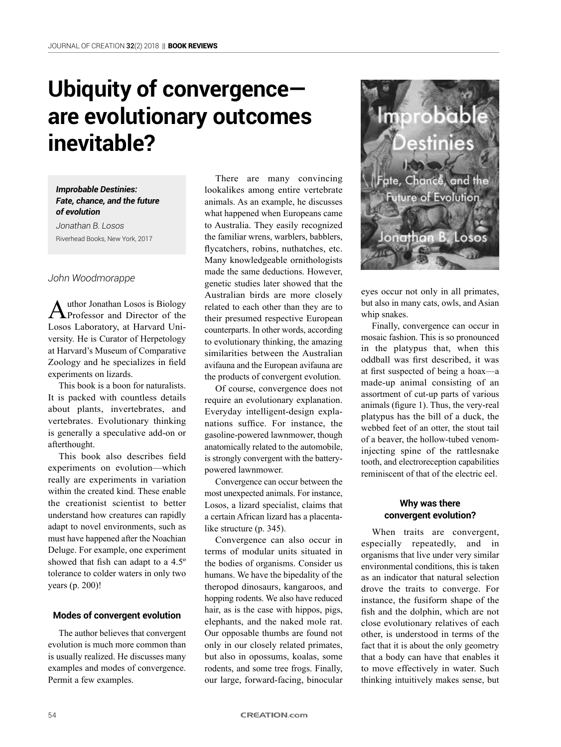# Ubiquity of convergence—are evolutionary outcomes inevitable?

***Improbable Destinies: Fate, chance, and the future of evolution***
*Jonathan B. Losos*
Riverhead Books, New York, 2017

*John Woodmorappe*

Author Jonathan Losos is Biology Professor and Director of the Losos Laboratory, at Harvard University. He is Curator of Herpetology at Harvard's Museum of Comparative Zoology and he specializes in field experiments on lizards.

This book is a boon for naturalists. It is packed with countless details about plants, invertebrates, and vertebrates. Evolutionary thinking is generally a speculative add-on or afterthought.

This book also describes field experiments on evolution—which really are experiments in variation within the created kind. These enable the creationist scientist to better understand how creatures can rapidly adapt to novel environments, such as must have happened after the Noachian Deluge. For example, one experiment showed that fish can adapt to a 4.5º tolerance to colder waters in only two years (p. 200)!

## Modes of convergent evolution

The author believes that convergent evolution is much more common than is usually realized. He discusses many examples and modes of convergence. Permit a few examples.

There are many convincing lookalikes among entire vertebrate animals. As an example, he discusses what happened when Europeans came to Australia. They easily recognized the familiar wrens, warblers, babblers, flycatchers, robins, nuthatches, etc. Many knowledgeable ornithologists made the same deductions. However, genetic studies later showed that the Australian birds are more closely related to each other than they are to their presumed respective European counterparts. In other words, according to evolutionary thinking, the amazing similarities between the Australian avifauna and the European avifauna are the products of convergent evolution.

Of course, convergence does not require an evolutionary explanation. Everyday intelligent-design explanations suffice. For instance, the gasoline-powered lawnmower, though anatomically related to the automobile, is strongly convergent with the battery-powered lawnmower.

Convergence can occur between the most unexpected animals. For instance, Losos, a lizard specialist, claims that a certain African lizard has a placenta-like structure (p. 345).

Convergence can also occur in terms of modular units situated in the bodies of organisms. Consider us humans. We have the bipedality of the theropod dinosaurs, kangaroos, and hopping rodents. We also have reduced hair, as is the case with hippos, pigs, elephants, and the naked mole rat. Our opposable thumbs are found not only in our closely related primates, but also in opossums, koalas, some rodents, and some tree frogs. Finally, our large, forward-facing, binocular eyes occur not only in all primates, but also in many cats, owls, and Asian whip snakes.

Finally, convergence can occur in mosaic fashion. This is so pronounced in the platypus that, when this oddball was first described, it was at first suspected of being a hoax—a made-up animal consisting of an assortment of cut-up parts of various animals (figure 1). Thus, the very-real platypus has the bill of a duck, the webbed feet of an otter, the stout tail of a beaver, the hollow-tubed venom-injecting spine of the rattlesnake tooth, and electroreception capabilities reminiscent of that of the electric eel.

## Why was there convergent evolution?

When traits are convergent, especially repeatedly, and in organisms that live under very similar environmental conditions, this is taken as an indicator that natural selection drove the traits to converge. For instance, the fusiform shape of the fish and the dolphin, which are not close evolutionary relatives of each other, is understood in terms of the fact that it is about the only geometry that a body can have that enables it to move effectively in water. Such thinking intuitively makes sense, but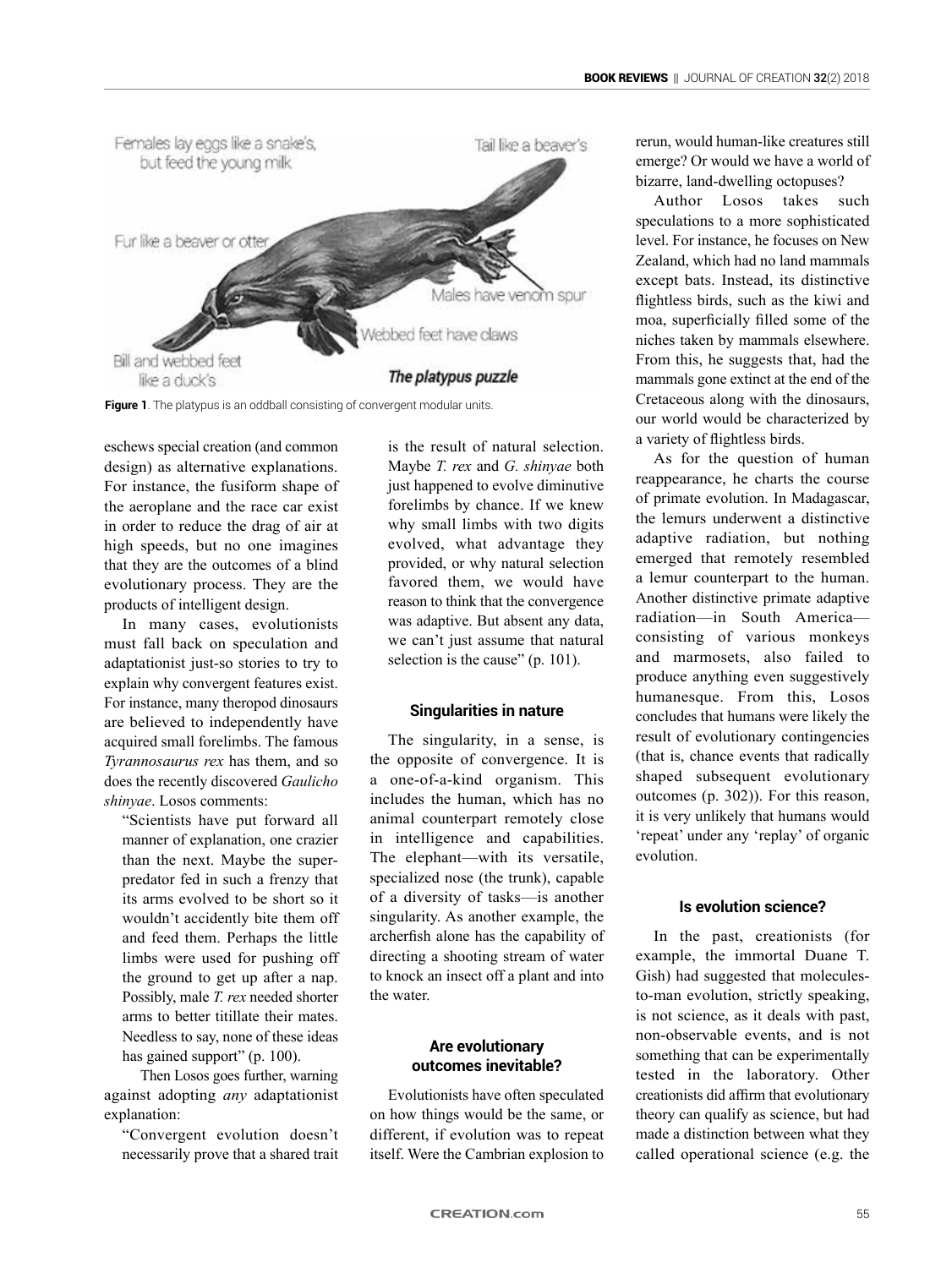Figure 1. The platypus is an oddball consisting of convergent modular units.

eschews special creation (and common design) as alternative explanations. For instance, the fusiform shape of the aeroplane and the race car exist in order to reduce the drag of air at high speeds, but no one imagines that they are the outcomes of a blind evolutionary process. They are the products of intelligent design.

In many cases, evolutionists must fall back on speculation and adaptationist just-so stories to try to explain why convergent features exist. For instance, many theropod dinosaurs are believed to independently have acquired small forelimbs. The famous *Tyrannosaurus rex* has them, and so does the recently discovered *Gaulicho shinyae*. Losos comments:

> "Scientists have put forward all manner of explanation, one crazier than the next. Maybe the super-predator fed in such a frenzy that its arms evolved to be short so it wouldn't accidently bite them off and feed them. Perhaps the little limbs were used for pushing off the ground to get up after a nap. Possibly, male *T. rex* needed shorter arms to better titillate their mates. Needless to say, none of these ideas has gained support" (p. 100).

Then Losos goes further, warning against adopting *any* adaptationist explanation:

> "Convergent evolution doesn't necessarily prove that a shared trait is the result of natural selection. Maybe *T. rex* and *G. shinyae* both just happened to evolve diminutive forelimbs by chance. If we knew why small limbs with two digits evolved, what advantage they provided, or why natural selection favored them, we would have reason to think that the convergence was adaptive. But absent any data, we can't just assume that natural selection is the cause" (p. 101).

### Singularities in nature

The singularity, in a sense, is the opposite of convergence. It is a one-of-a-kind organism. This includes the human, which has no animal counterpart remotely close in intelligence and capabilities. The elephant—with its versatile, specialized nose (the trunk), capable of a diversity of tasks—is another singularity. As another example, the archerfish alone has the capability of directing a shooting stream of water to knock an insect off a plant and into the water.

### Are evolutionary outcomes inevitable?

Evolutionists have often speculated on how things would be the same, or different, if evolution was to repeat itself. Were the Cambrian explosion to rerun, would human-like creatures still emerge? Or would we have a world of bizarre, land-dwelling octopuses?

Author Losos takes such speculations to a more sophisticated level. For instance, he focuses on New Zealand, which had no land mammals except bats. Instead, its distinctive flightless birds, such as the kiwi and moa, superficially filled some of the niches taken by mammals elsewhere. From this, he suggests that, had the mammals gone extinct at the end of the Cretaceous along with the dinosaurs, our world would be characterized by a variety of flightless birds.

As for the question of human reappearance, he charts the course of primate evolution. In Madagascar, the lemurs underwent a distinctive adaptive radiation, but nothing emerged that remotely resembled a lemur counterpart to the human. Another distinctive primate adaptive radiation—in South America—consisting of various monkeys and marmosets, also failed to produce anything even suggestively humanesque. From this, Losos concludes that humans were likely the result of evolutionary contingencies (that is, chance events that radically shaped subsequent evolutionary outcomes (p. 302)). For this reason, it is very unlikely that humans would 'repeat' under any 'replay' of organic evolution.

### Is evolution science?

In the past, creationists (for example, the immortal Duane T. Gish) had suggested that molecules-to-man evolution, strictly speaking, is not science, as it deals with past, non-observable events, and is not something that can be experimentally tested in the laboratory. Other creationists did affirm that evolutionary theory can qualify as science, but had made a distinction between what they called operational science (e.g. the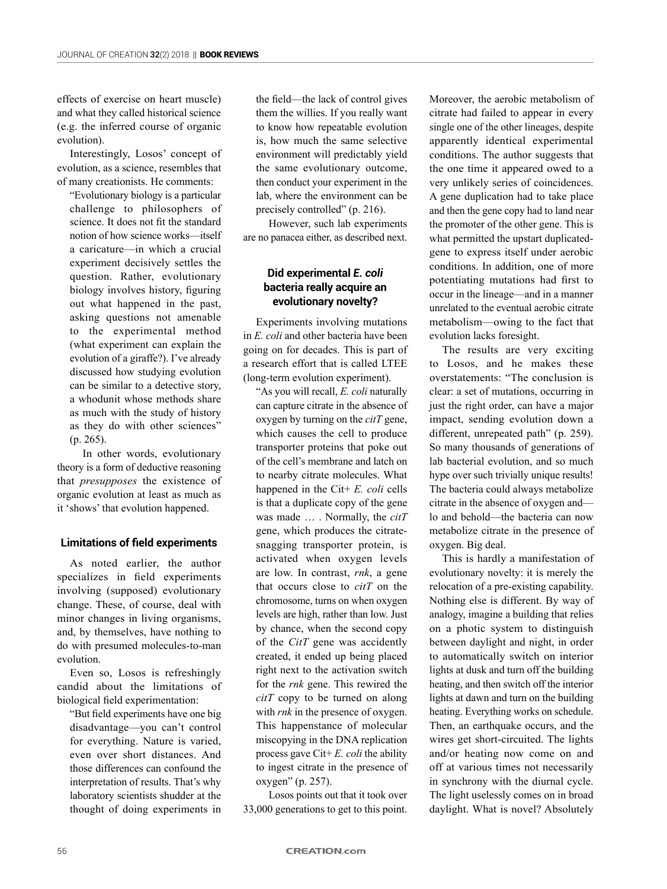effects of exercise on heart muscle) and what they called historical science (e.g. the inferred course of organic evolution).

Interestingly, Losos' concept of evolution, as a science, resembles that of many creationists. He comments:

> "Evolutionary biology is a particular challenge to philosophers of science. It does not fit the standard notion of how science works—itself a caricature—in which a crucial experiment decisively settles the question. Rather, evolutionary biology involves history, figuring out what happened in the past, asking questions not amenable to the experimental method (what experiment can explain the evolution of a giraffe?). I've already discussed how studying evolution can be similar to a detective story, a whodunit whose methods share as much with the study of history as they do with other sciences" (p. 265).

In other words, evolutionary theory is a form of deductive reasoning that *presupposes* the existence of organic evolution at least as much as it 'shows' that evolution happened.

### Limitations of field experiments

As noted earlier, the author specializes in field experiments involving (supposed) evolutionary change. These, of course, deal with minor changes in living organisms, and, by themselves, have nothing to do with presumed molecules-to-man evolution.

Even so, Losos is refreshingly candid about the limitations of biological field experimentation:

> "But field experiments have one big disadvantage—you can't control for everything. Nature is varied, even over short distances. And those differences can confound the interpretation of results. That's why laboratory scientists shudder at the thought of doing experiments in the field—the lack of control gives them the willies. If you really want to know how repeatable evolution is, how much the same selective environment will predictably yield the same evolutionary outcome, then conduct your experiment in the lab, where the environment can be precisely controlled" (p. 216).

However, such lab experiments are no panacea either, as described next.

### Did experimental *E. coli* bacteria really acquire an evolutionary novelty?

Experiments involving mutations in *E. coli* and other bacteria have been going on for decades. This is part of a research effort that is called LTEE (long-term evolution experiment).

> "As you will recall, *E. coli* naturally can capture citrate in the absence of oxygen by turning on the *citT* gene, which causes the cell to produce transporter proteins that poke out of the cell's membrane and latch on to nearby citrate molecules. What happened in the Cit+ *E. coli* cells is that a duplicate copy of the gene was made … . Normally, the *citT* gene, which produces the citrate-snagging transporter protein, is activated when oxygen levels are low. In contrast, *rnk*, a gene that occurs close to *citT* on the chromosome, turns on when oxygen levels are high, rather than low. Just by chance, when the second copy of the *CitT* gene was accidently created, it ended up being placed right next to the activation switch for the *rnk* gene. This rewired the *citT* copy to be turned on along with *rnk* in the presence of oxygen. This happenstance of molecular miscopying in the DNA replication process gave Cit+ *E. coli* the ability to ingest citrate in the presence of oxygen" (p. 257).

Losos points out that it took over 33,000 generations to get to this point. Moreover, the aerobic metabolism of citrate had failed to appear in every single one of the other lineages, despite apparently identical experimental conditions. The author suggests that the one time it appeared owed to a very unlikely series of coincidences. A gene duplication had to take place and then the gene copy had to land near the promoter of the other gene. This is what permitted the upstart duplicated-gene to express itself under aerobic conditions. In addition, one of more potentiating mutations had first to occur in the lineage—and in a manner unrelated to the eventual aerobic citrate metabolism—owing to the fact that evolution lacks foresight.

The results are very exciting to Losos, and he makes these overstatements: "The conclusion is clear: a set of mutations, occurring in just the right order, can have a major impact, sending evolution down a different, unrepeated path" (p. 259). So many thousands of generations of lab bacterial evolution, and so much hype over such trivially unique results! The bacteria could always metabolize citrate in the absence of oxygen and—lo and behold—the bacteria can now metabolize citrate in the presence of oxygen. Big deal.

This is hardly a manifestation of evolutionary novelty: it is merely the relocation of a pre-existing capability. Nothing else is different. By way of analogy, imagine a building that relies on a photic system to distinguish between daylight and night, in order to automatically switch on interior lights at dusk and turn off the building heating, and then switch off the interior lights at dawn and turn on the building heating. Everything works on schedule. Then, an earthquake occurs, and the wires get short-circuited. The lights and/or heating now come on and off at various times not necessarily in synchrony with the diurnal cycle. The light uselessly comes on in broad daylight. What is novel? Absolutely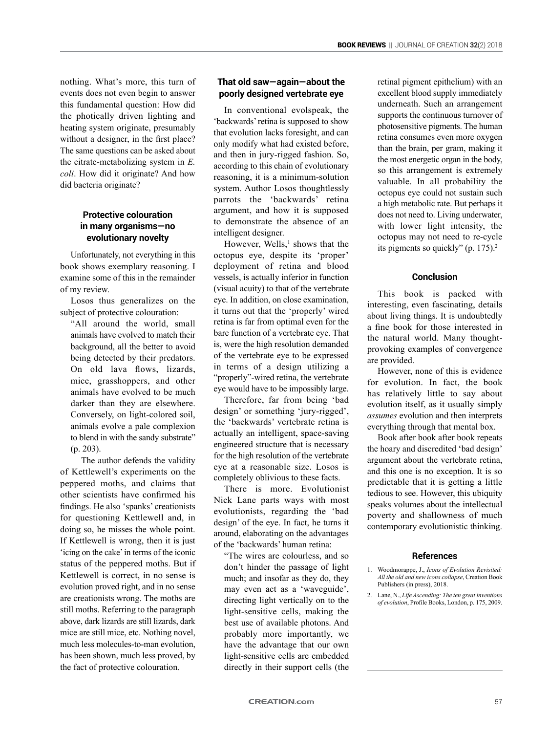nothing. What's more, this turn of events does not even begin to answer this fundamental question: How did the photically driven lighting and heating system originate, presumably without a designer, in the first place? The same questions can be asked about the citrate-metabolizing system in *E. coli*. How did it originate? And how did bacteria originate?

### Protective colouration in many organisms—no evolutionary novelty

Unfortunately, not everything in this book shows exemplary reasoning. I examine some of this in the remainder of my review.

Losos thus generalizes on the subject of protective colouration:

> "All around the world, small animals have evolved to match their background, all the better to avoid being detected by their predators. On old lava flows, lizards, mice, grasshoppers, and other animals have evolved to be much darker than they are elsewhere. Conversely, on light-colored soil, animals evolve a pale complexion to blend in with the sandy substrate" (p. 203).

The author defends the validity of Kettlewell's experiments on the peppered moths, and claims that other scientists have confirmed his findings. He also 'spanks' creationists for questioning Kettlewell and, in doing so, he misses the whole point. If Kettlewell is wrong, then it is just 'icing on the cake' in terms of the iconic status of the peppered moths. But if Kettlewell is correct, in no sense is evolution proved right, and in no sense are creationists wrong. The moths are still moths. Referring to the paragraph above, dark lizards are still lizards, dark mice are still mice, etc. Nothing novel, much less molecules-to-man evolution, has been shown, much less proved, by the fact of protective colouration.

### That old saw—again—about the poorly designed vertebrate eye

In conventional evolspeak, the 'backwards' retina is supposed to show that evolution lacks foresight, and can only modify what had existed before, and then in jury-rigged fashion. So, according to this chain of evolutionary reasoning, it is a minimum-solution system. Author Losos thoughtlessly parrots the 'backwards' retina argument, and how it is supposed to demonstrate the absence of an intelligent designer.

However, Wells,[1] shows that the octopus eye, despite its 'proper' deployment of retina and blood vessels, is actually inferior in function (visual acuity) to that of the vertebrate eye. In addition, on close examination, it turns out that the 'properly' wired retina is far from optimal even for the bare function of a vertebrate eye. That is, were the high resolution demanded of the vertebrate eye to be expressed in terms of a design utilizing a "properly"-wired retina, the vertebrate eye would have to be impossibly large.

Therefore, far from being 'bad design' or something 'jury-rigged', the 'backwards' vertebrate retina is actually an intelligent, space-saving engineered structure that is necessary for the high resolution of the vertebrate eye at a reasonable size. Losos is completely oblivious to these facts.

There is more. Evolutionist Nick Lane parts ways with most evolutionists, regarding the 'bad design' of the eye. In fact, he turns it around, elaborating on the advantages of the 'backwards' human retina:

> "The wires are colourless, and so don't hinder the passage of light much; and insofar as they do, they may even act as a 'waveguide', directing light vertically on to the light-sensitive cells, making the best use of available photons. And probably more importantly, we have the advantage that our own light-sensitive cells are embedded directly in their support cells (the retinal pigment epithelium) with an excellent blood supply immediately underneath. Such an arrangement supports the continuous turnover of photosensitive pigments. The human retina consumes even more oxygen than the brain, per gram, making it the most energetic organ in the body, so this arrangement is extremely valuable. In all probability the octopus eye could not sustain such a high metabolic rate. But perhaps it does not need to. Living underwater, with lower light intensity, the octopus may not need to re-cycle its pigments so quickly" (p. 175).[2]

### Conclusion

This book is packed with interesting, even fascinating, details about living things. It is undoubtedly a fine book for those interested in the natural world. Many thought-provoking examples of convergence are provided.

However, none of this is evidence for evolution. In fact, the book has relatively little to say about evolution itself, as it usually simply *assumes* evolution and then interprets everything through that mental box.

Book after book after book repeats the hoary and discredited 'bad design' argument about the vertebrate retina, and this one is no exception. It is so predictable that it is getting a little tedious to see. However, this ubiquity speaks volumes about the intellectual poverty and shallowness of much contemporary evolutionistic thinking.

### References

1. Woodmorappe, J., *Icons of Evolution Revisited: All the old and new icons collapse*, Creation Book Publishers (in press), 2018.
2. Lane, N., *Life Ascending: The ten great inventions of evolution*, Profile Books, London, p. 175, 2009.